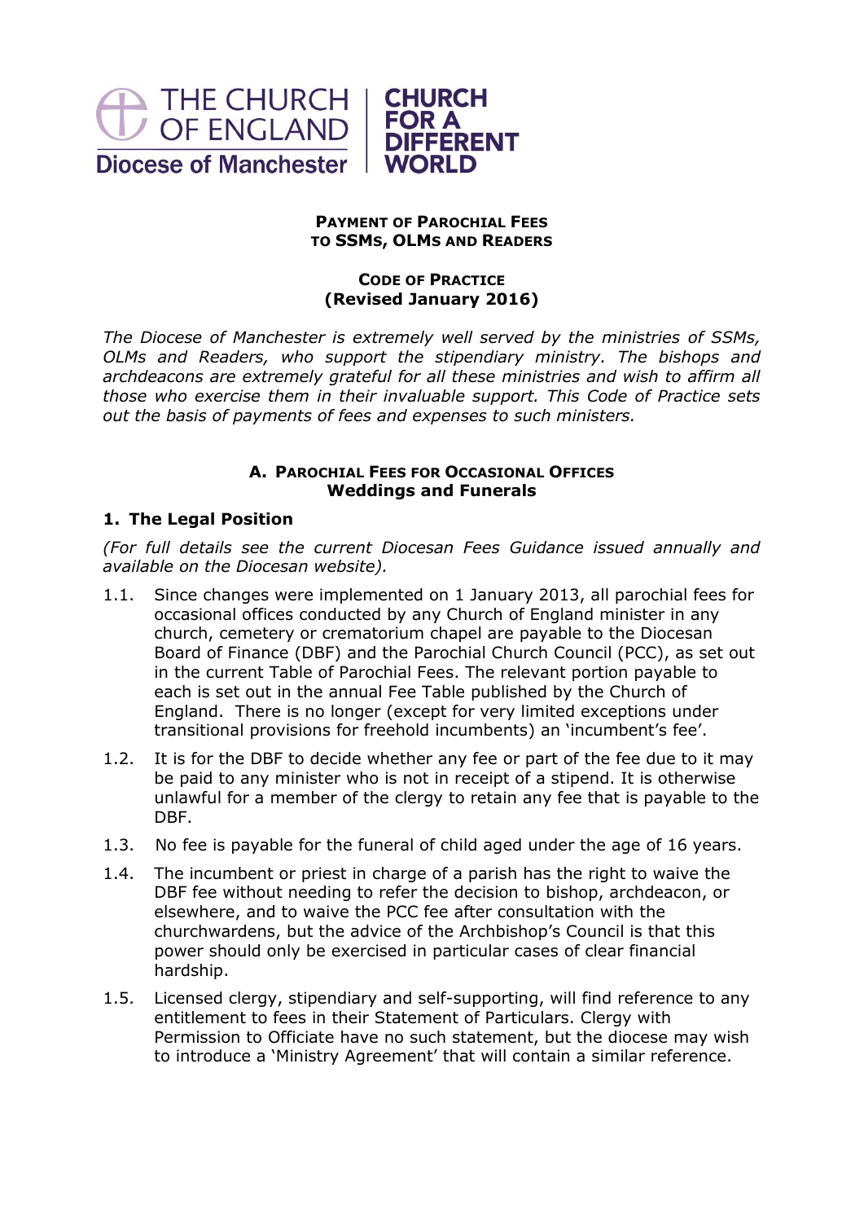THE CHURCH OF ENGLAND
Diocese of Manchester

CHURCH FOR A DIFFERENT WORLD

# PAYMENT OF PAROCHIAL FEES TO SSMS, OLMS AND READERS

## CODE OF PRACTICE (Revised January 2016)

*The Diocese of Manchester is extremely well served by the ministries of SSMs, OLMs and Readers, who support the stipendiary ministry. The bishops and archdeacons are extremely grateful for all these ministries and wish to affirm all those who exercise them in their invaluable support. This Code of Practice sets out the basis of payments of fees and expenses to such ministers.*

## A. PAROCHIAL FEES FOR OCCASIONAL OFFICES Weddings and Funerals

### 1. The Legal Position

*(For full details see the current Diocesan Fees Guidance issued annually and available on the Diocesan website).*

1.1. Since changes were implemented on 1 January 2013, all parochial fees for occasional offices conducted by any Church of England minister in any church, cemetery or crematorium chapel are payable to the Diocesan Board of Finance (DBF) and the Parochial Church Council (PCC), as set out in the current Table of Parochial Fees. The relevant portion payable to each is set out in the annual Fee Table published by the Church of England. There is no longer (except for very limited exceptions under transitional provisions for freehold incumbents) an 'incumbent's fee'.

1.2. It is for the DBF to decide whether any fee or part of the fee due to it may be paid to any minister who is not in receipt of a stipend. It is otherwise unlawful for a member of the clergy to retain any fee that is payable to the DBF.

1.3. No fee is payable for the funeral of child aged under the age of 16 years.

1.4. The incumbent or priest in charge of a parish has the right to waive the DBF fee without needing to refer the decision to bishop, archdeacon, or elsewhere, and to waive the PCC fee after consultation with the churchwardens, but the advice of the Archbishop's Council is that this power should only be exercised in particular cases of clear financial hardship.

1.5. Licensed clergy, stipendiary and self-supporting, will find reference to any entitlement to fees in their Statement of Particulars. Clergy with Permission to Officiate have no such statement, but the diocese may wish to introduce a 'Ministry Agreement' that will contain a similar reference.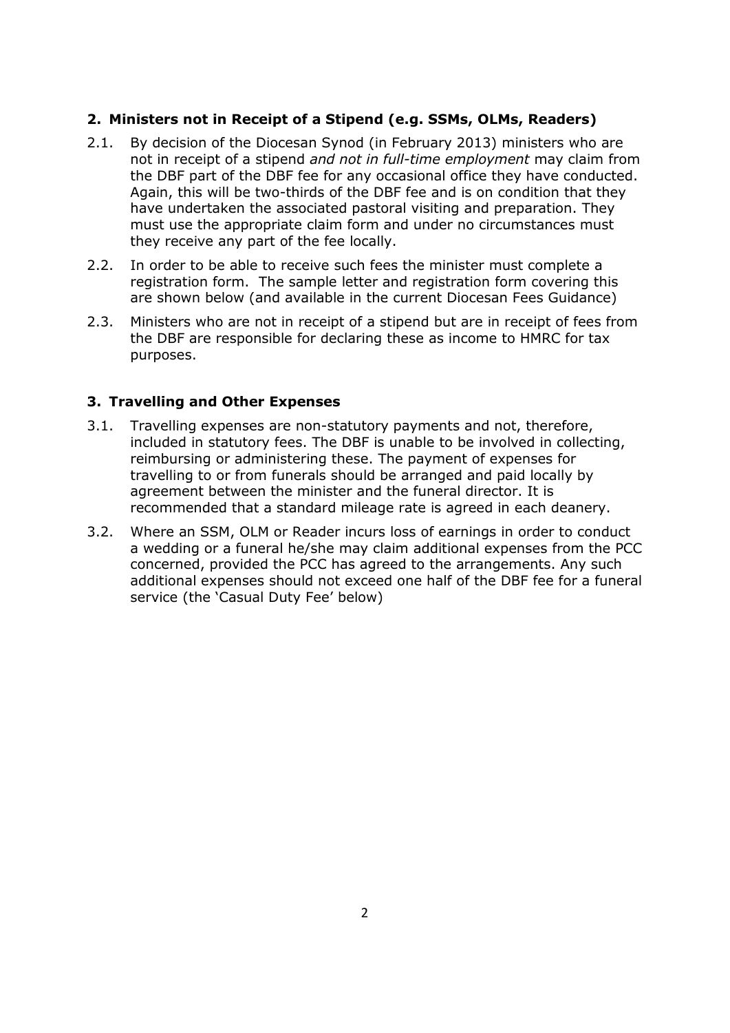## 2. Ministers not in Receipt of a Stipend (e.g. SSMs, OLMs, Readers)

2.1. By decision of the Diocesan Synod (in February 2013) ministers who are not in receipt of a stipend *and not in full-time employment* may claim from the DBF part of the DBF fee for any occasional office they have conducted. Again, this will be two-thirds of the DBF fee and is on condition that they have undertaken the associated pastoral visiting and preparation. They must use the appropriate claim form and under no circumstances must they receive any part of the fee locally.

2.2. In order to be able to receive such fees the minister must complete a registration form. The sample letter and registration form covering this are shown below (and available in the current Diocesan Fees Guidance)

2.3. Ministers who are not in receipt of a stipend but are in receipt of fees from the DBF are responsible for declaring these as income to HMRC for tax purposes.

## 3. Travelling and Other Expenses

3.1. Travelling expenses are non-statutory payments and not, therefore, included in statutory fees. The DBF is unable to be involved in collecting, reimbursing or administering these. The payment of expenses for travelling to or from funerals should be arranged and paid locally by agreement between the minister and the funeral director. It is recommended that a standard mileage rate is agreed in each deanery.

3.2. Where an SSM, OLM or Reader incurs loss of earnings in order to conduct a wedding or a funeral he/she may claim additional expenses from the PCC concerned, provided the PCC has agreed to the arrangements. Any such additional expenses should not exceed one half of the DBF fee for a funeral service (the 'Casual Duty Fee' below)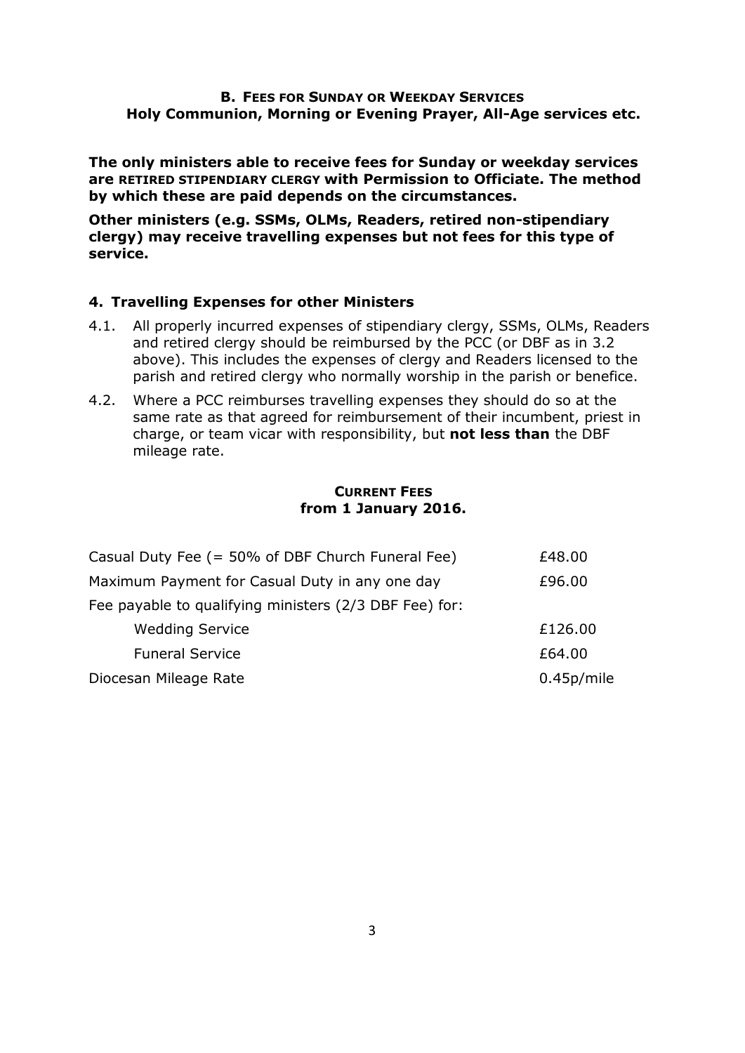## B. Fees for Sunday or Weekday Services
## Holy Communion, Morning or Evening Prayer, All-Age services etc.

**The only ministers able to receive fees for Sunday or weekday services are RETIRED STIPENDIARY CLERGY with Permission to Officiate. The method by which these are paid depends on the circumstances.**

**Other ministers (e.g. SSMs, OLMs, Readers, retired non-stipendiary clergy) may receive travelling expenses but not fees for this type of service.**

### 4. Travelling Expenses for other Ministers

4.1. All properly incurred expenses of stipendiary clergy, SSMs, OLMs, Readers and retired clergy should be reimbursed by the PCC (or DBF as in 3.2 above). This includes the expenses of clergy and Readers licensed to the parish and retired clergy who normally worship in the parish or benefice.

4.2. Where a PCC reimburses travelling expenses they should do so at the same rate as that agreed for reimbursement of their incumbent, priest in charge, or team vicar with responsibility, but **not less than** the DBF mileage rate.

### Current Fees from 1 January 2016.

| | |
|---|---|
| Casual Duty Fee (= 50% of DBF Church Funeral Fee) | £48.00 |
| Maximum Payment for Casual Duty in any one day | £96.00 |
| Fee payable to qualifying ministers (2/3 DBF Fee) for: | |
| Wedding Service | £126.00 |
| Funeral Service | £64.00 |
| Diocesan Mileage Rate | 0.45p/mile |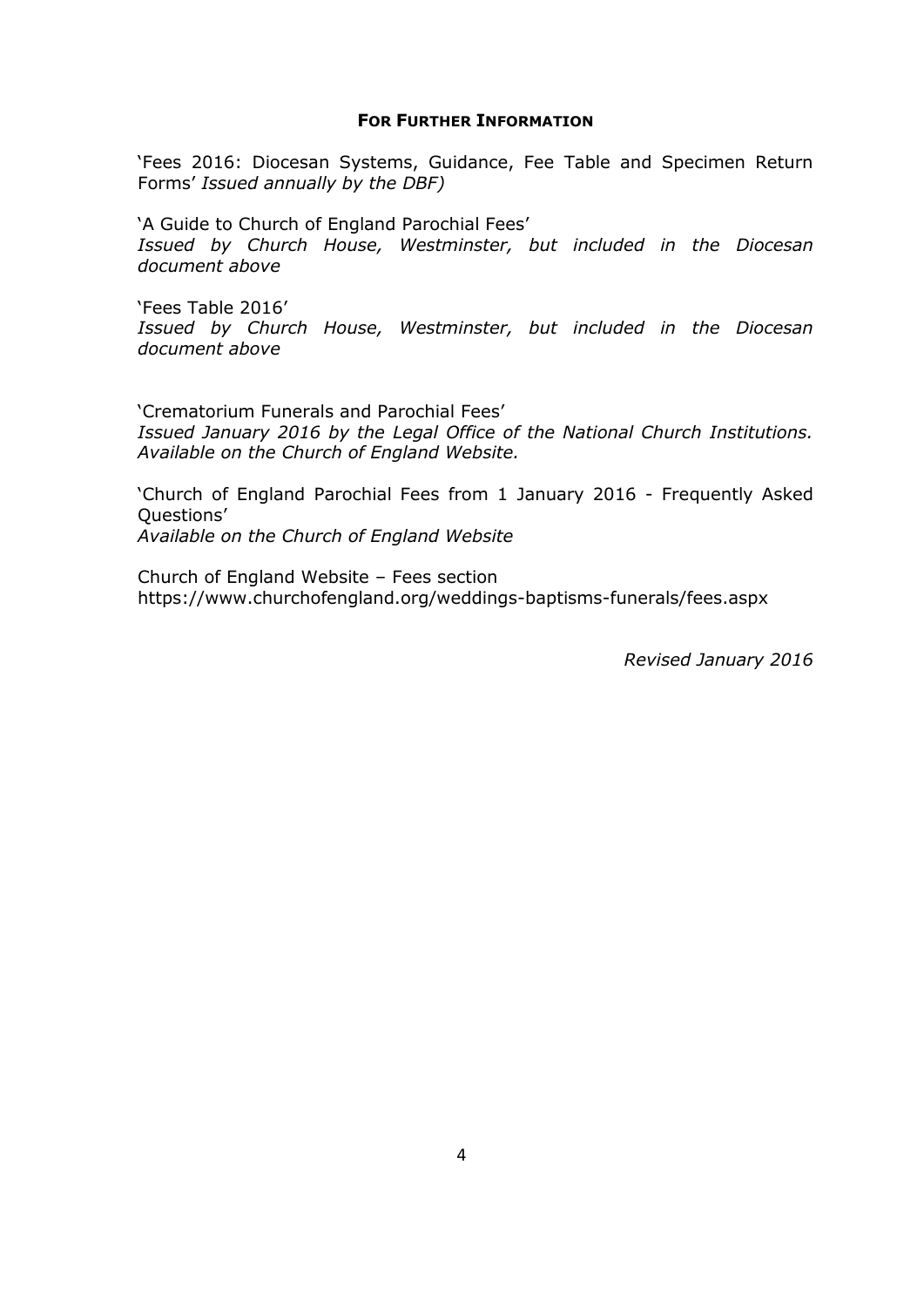## **For Further Information**

'Fees 2016: Diocesan Systems, Guidance, Fee Table and Specimen Return Forms' *Issued annually by the DBF)*

'A Guide to Church of England Parochial Fees'
*Issued by Church House, Westminster, but included in the Diocesan document above*

'Fees Table 2016'
*Issued by Church House, Westminster, but included in the Diocesan document above*

'Crematorium Funerals and Parochial Fees'
*Issued January 2016 by the Legal Office of the National Church Institutions. Available on the Church of England Website.*

'Church of England Parochial Fees from 1 January 2016 - Frequently Asked Questions'
*Available on the Church of England Website*

Church of England Website – Fees section
https://www.churchofengland.org/weddings-baptisms-funerals/fees.aspx

*Revised January 2016*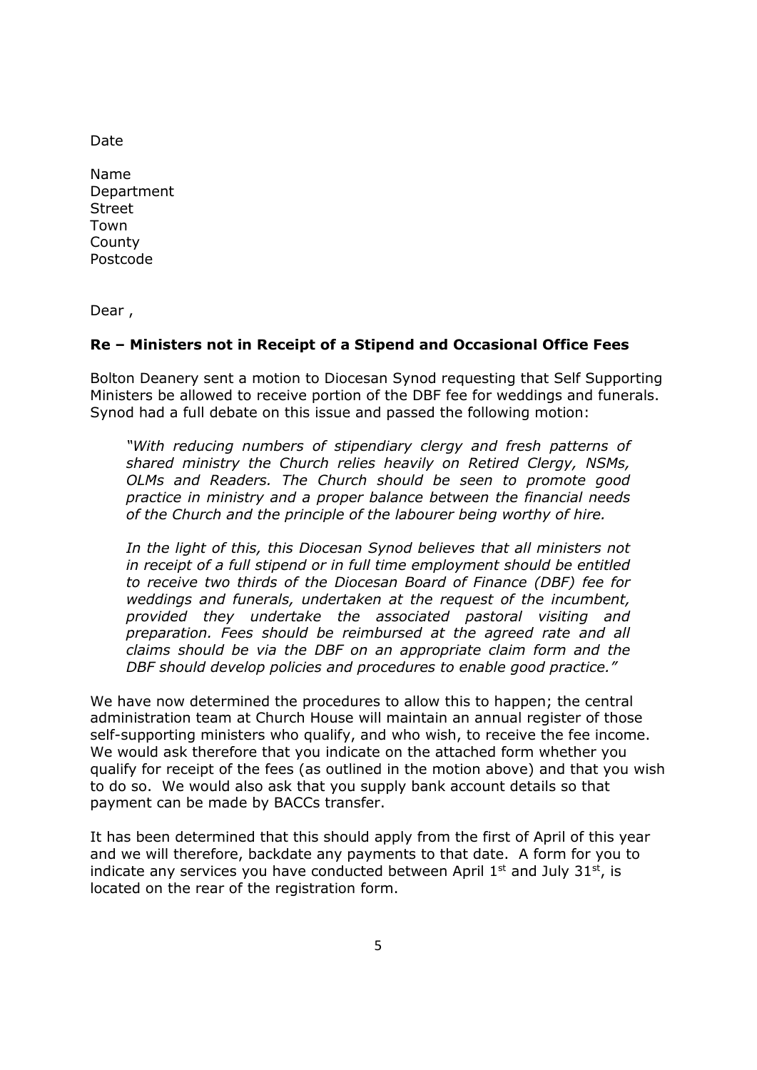Date

Name
Department
Street
Town
County
Postcode

Dear ,

**Re – Ministers not in Receipt of a Stipend and Occasional Office Fees**

Bolton Deanery sent a motion to Diocesan Synod requesting that Self Supporting Ministers be allowed to receive portion of the DBF fee for weddings and funerals. Synod had a full debate on this issue and passed the following motion:

> *"With reducing numbers of stipendiary clergy and fresh patterns of shared ministry the Church relies heavily on Retired Clergy, NSMs, OLMs and Readers. The Church should be seen to promote good practice in ministry and a proper balance between the financial needs of the Church and the principle of the labourer being worthy of hire.*
>
> *In the light of this, this Diocesan Synod believes that all ministers not in receipt of a full stipend or in full time employment should be entitled to receive two thirds of the Diocesan Board of Finance (DBF) fee for weddings and funerals, undertaken at the request of the incumbent, provided they undertake the associated pastoral visiting and preparation. Fees should be reimbursed at the agreed rate and all claims should be via the DBF on an appropriate claim form and the DBF should develop policies and procedures to enable good practice."*

We have now determined the procedures to allow this to happen; the central administration team at Church House will maintain an annual register of those self-supporting ministers who qualify, and who wish, to receive the fee income. We would ask therefore that you indicate on the attached form whether you qualify for receipt of the fees (as outlined in the motion above) and that you wish to do so. We would also ask that you supply bank account details so that payment can be made by BACCs transfer.

It has been determined that this should apply from the first of April of this year and we will therefore, backdate any payments to that date. A form for you to indicate any services you have conducted between April 1st and July 31st, is located on the rear of the registration form.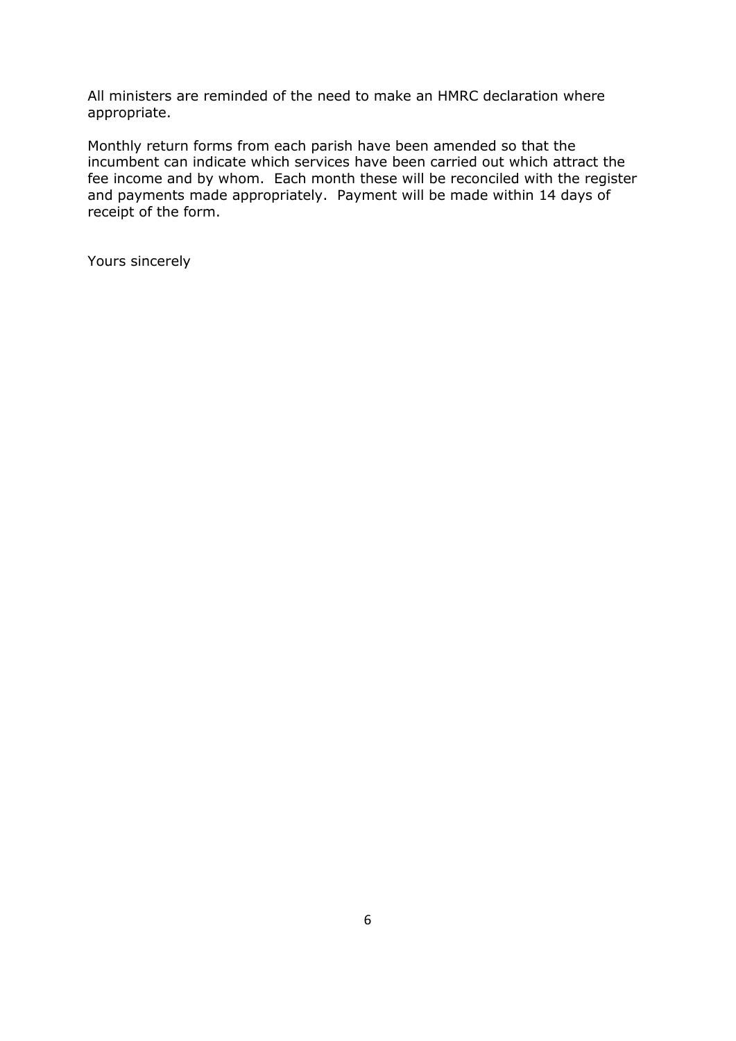All ministers are reminded of the need to make an HMRC declaration where appropriate.

Monthly return forms from each parish have been amended so that the incumbent can indicate which services have been carried out which attract the fee income and by whom. Each month these will be reconciled with the register and payments made appropriately. Payment will be made within 14 days of receipt of the form.

Yours sincerely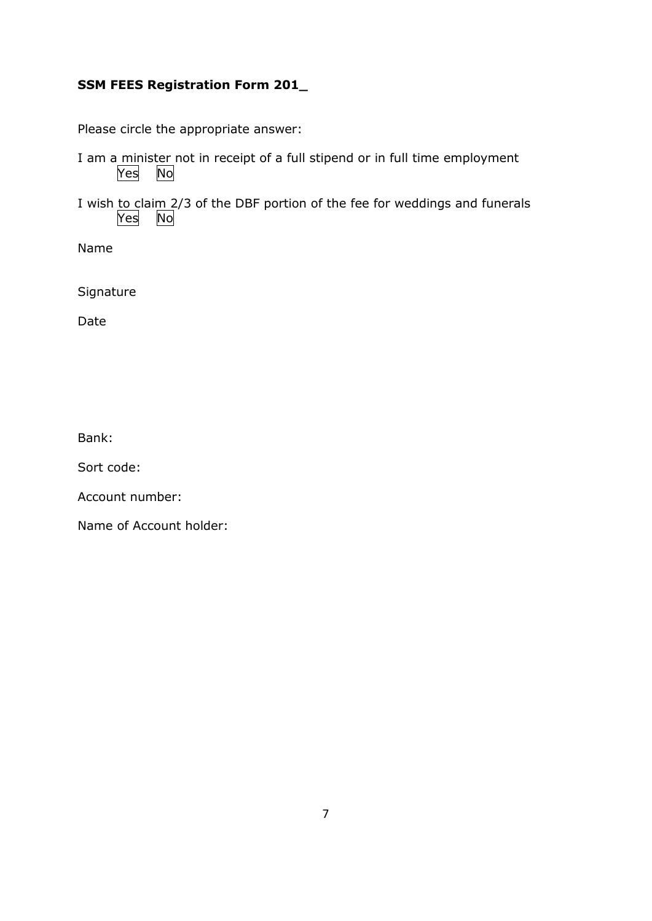**SSM FEES Registration Form 201_**

Please circle the appropriate answer:

I am a minister not in receipt of a full stipend or in full time employment
Yes No

I wish to claim 2/3 of the DBF portion of the fee for weddings and funerals
Yes No

Name

Signature

Date

Bank:

Sort code:

Account number:

Name of Account holder: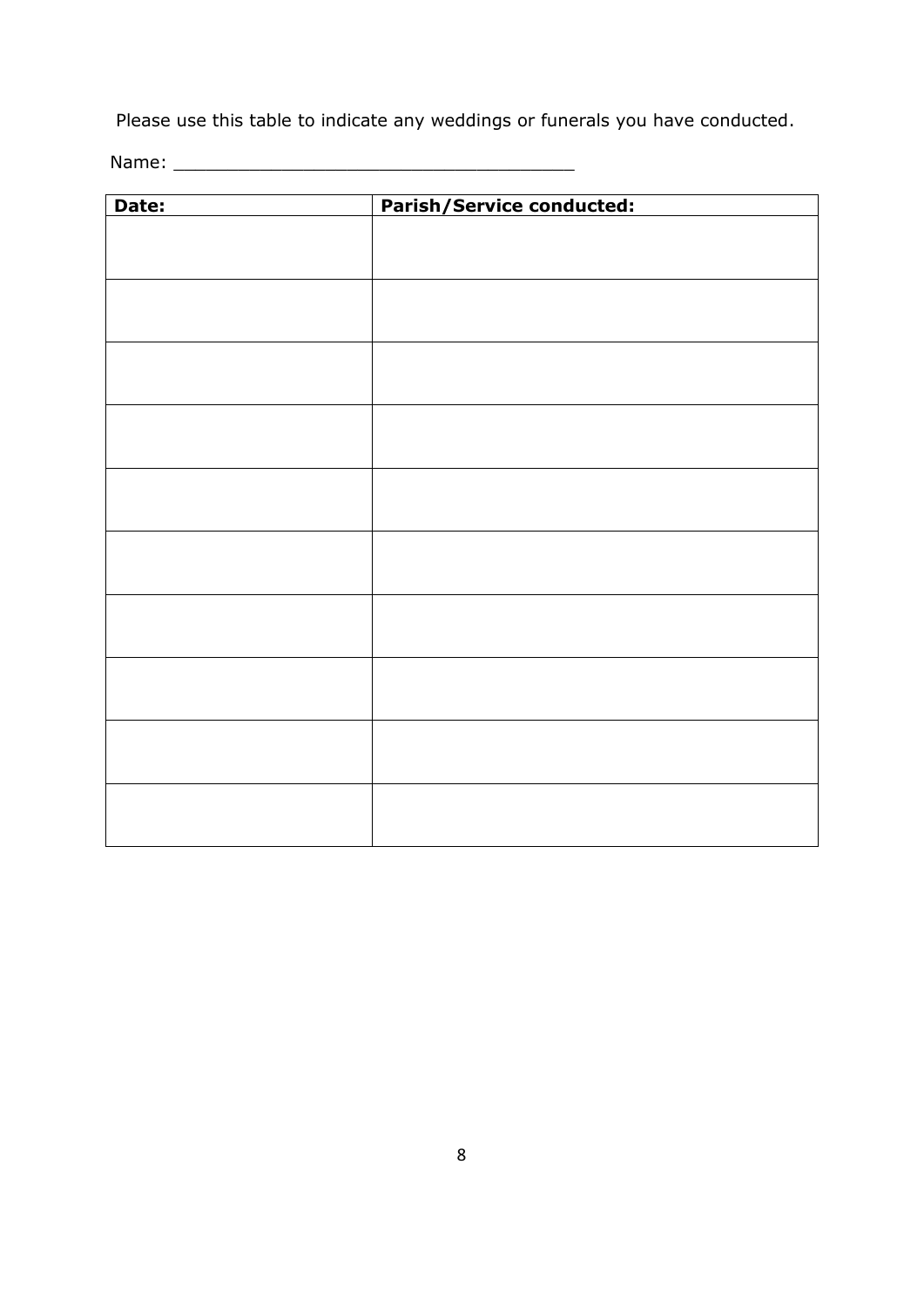Please use this table to indicate any weddings or funerals you have conducted.

Name: ____________________________________

| Date: | Parish/Service conducted: |
|---|---|
| | |
| | |
| | |
| | |
| | |
| | |
| | |
| | |
| | |
| | |